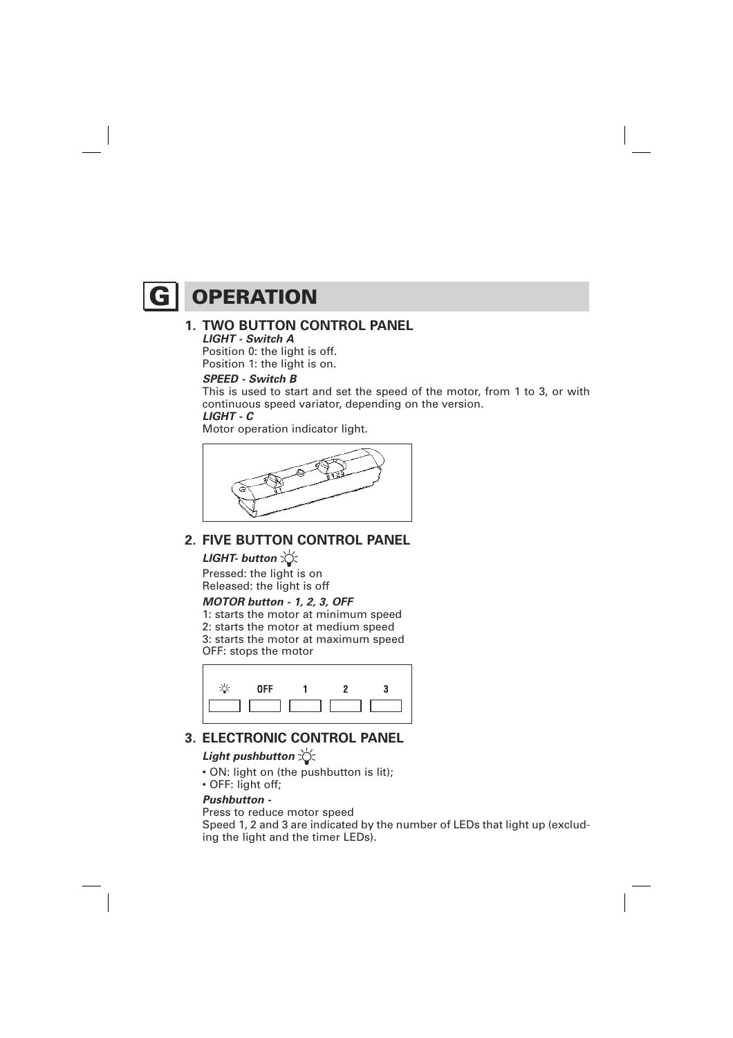# G OPERATION

## 1. TWO BUTTON CONTROL PANEL

***LIGHT - Switch A***

Position 0: the light is off.
Position 1: the light is on.

***SPEED - Switch B***

This is used to start and set the speed of the motor, from 1 to 3, or with continuous speed variator, depending on the version.

***LIGHT - C***

Motor operation indicator light.

## 2. FIVE BUTTON CONTROL PANEL

***LIGHT- button*** ☼

Pressed: the light is on
Released: the light is off

***MOTOR button - 1, 2, 3, OFF***

1: starts the motor at minimum speed
2: starts the motor at medium speed
3: starts the motor at maximum speed
OFF: stops the motor

| ☼ | OFF | 1 | 2 | 3 |
|---|---|---|---|---|
| | | | | |

## 3. ELECTRONIC CONTROL PANEL

***Light pushbutton*** ☼

- ON: light on (the pushbutton is lit);
- OFF: light off;

***Pushbutton -***

Press to reduce motor speed
Speed 1, 2 and 3 are indicated by the number of LEDs that light up (excluding the light and the timer LEDs).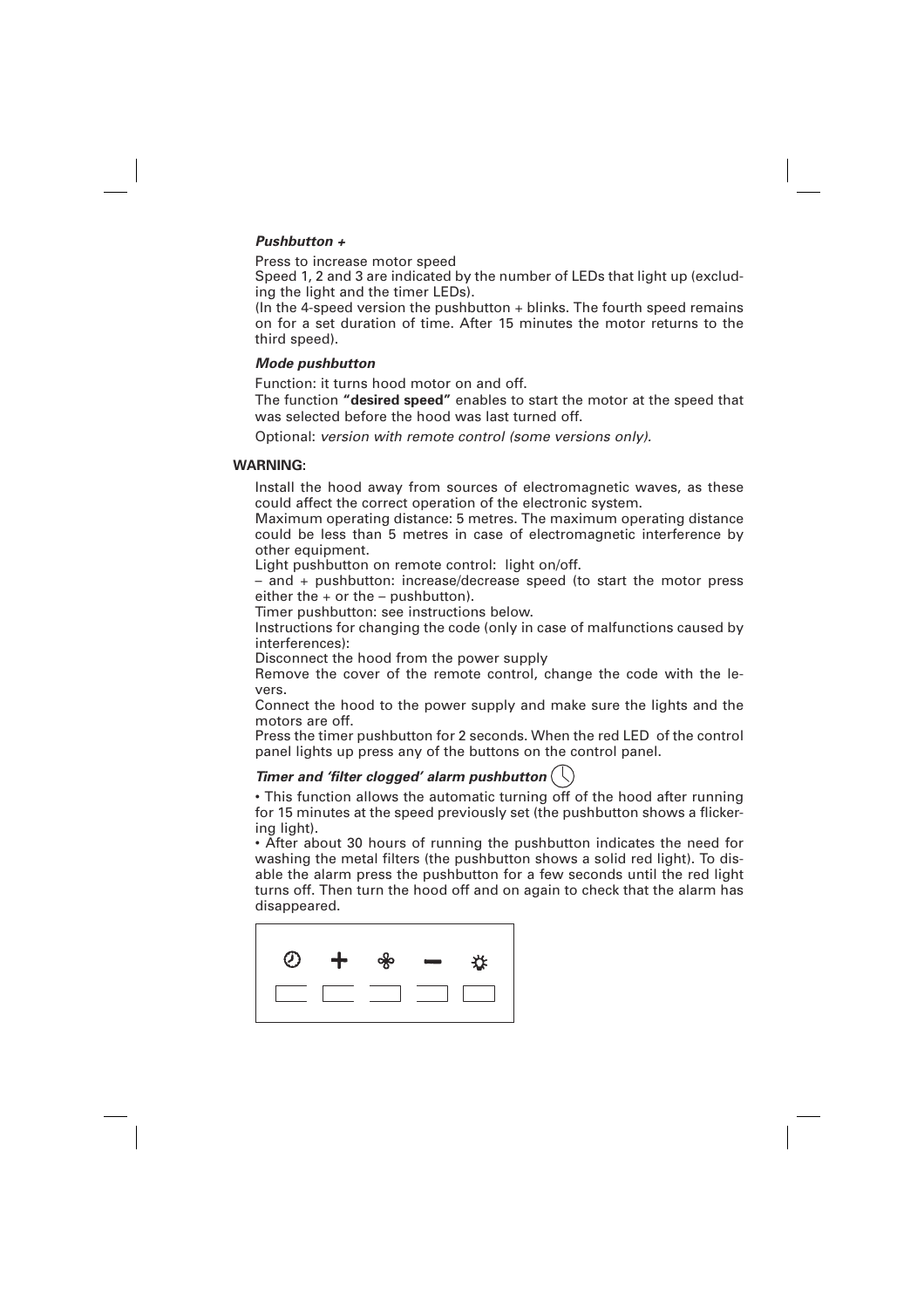***Pushbutton +***

Press to increase motor speed
Speed 1, 2 and 3 are indicated by the number of LEDs that light up (excluding the light and the timer LEDs).
(In the 4-speed version the pushbutton + blinks. The fourth speed remains on for a set duration of time. After 15 minutes the motor returns to the third speed).

***Mode pushbutton***

Function: it turns hood motor on and off.
The function **"desired speed"** enables to start the motor at the speed that was selected before the hood was last turned off.

Optional: *version with remote control (some versions only).*

**WARNING**:

Install the hood away from sources of electromagnetic waves, as these could affect the correct operation of the electronic system.
Maximum operating distance: 5 metres. The maximum operating distance could be less than 5 metres in case of electromagnetic interference by other equipment.
Light pushbutton on remote control: light on/off.
– and + pushbutton: increase/decrease speed (to start the motor press either the + or the – pushbutton).
Timer pushbutton: see instructions below.
Instructions for changing the code (only in case of malfunctions caused by interferences):
Disconnect the hood from the power supply
Remove the cover of the remote control, change the code with the levers.
Connect the hood to the power supply and make sure the lights and the motors are off.
Press the timer pushbutton for 2 seconds. When the red LED of the control panel lights up press any of the buttons on the control panel.

***Timer and 'filter clogged' alarm pushbutton***

• This function allows the automatic turning off of the hood after running for 15 minutes at the speed previously set (the pushbutton shows a flickering light).
• After about 30 hours of running the pushbutton indicates the need for washing the metal filters (the pushbutton shows a solid red light). To disable the alarm press the pushbutton for a few seconds until the red light turns off. Then turn the hood off and on again to check that the alarm has disappeared.